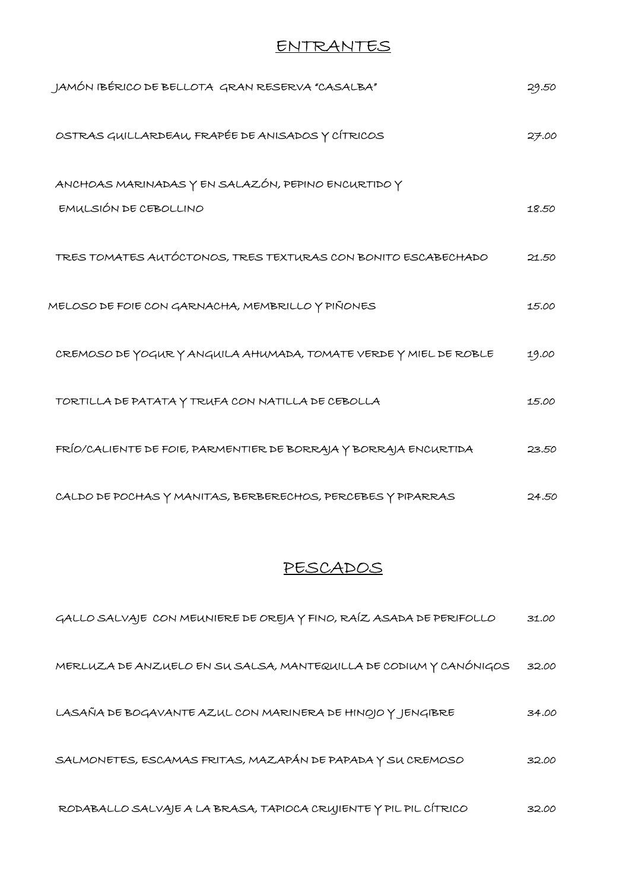## ENTRANTES

| | |
|---|---|
| JAMÓN IBÉRICO DE BELLOTA GRAN RESERVA "CASALBA" | 29.50 |
| OSTRAS GUILLARDEAU, FRAPÉE DE ANISADOS Y CÍTRICOS | 27.00 |
| ANCHOAS MARINADAS Y EN SALAZÓN, PEPINO ENCURTIDO Y EMULSIÓN DE CEBOLLINO | 18.50 |
| TRES TOMATES AUTÓCTONOS, TRES TEXTURAS CON BONITO ESCABECHADO | 21.50 |
| MELOSO DE FOIE CON GARNACHA, MEMBRILLO Y PIÑONES | 15.00 |
| CREMOSO DE YOGUR Y ANGUILA AHUMADA, TOMATE VERDE Y MIEL DE ROBLE | 19.00 |
| TORTILLA DE PATATA Y TRUFA CON NATILLA DE CEBOLLA | 15.00 |
| FRÍO/CALIENTE DE FOIE, PARMENTIER DE BORRAJA Y BORRAJA ENCURTIDA | 23.50 |
| CALDO DE POCHAS Y MANITAS, BERBERECHOS, PERCEBES Y PIPARRAS | 24.50 |

## PESCADOS

| | |
|---|---|
| GALLO SALVAJE CON MEUNIERE DE OREJA Y FINO, RAÍZ ASADA DE PERIFOLLO | 31.00 |
| MERLUZA DE ANZUELO EN SU SALSA, MANTEQUILLA DE CODIUM Y CANÓNIGOS | 32.00 |
| LASAÑA DE BOGAVANTE AZUL CON MARINERA DE HINOJO Y JENGIBRE | 34.00 |
| SALMONETES, ESCAMAS FRITAS, MAZAPÁN DE PAPADA Y SU CREMOSO | 32.00 |
| RODABALLO SALVAJE A LA BRASA, TAPIOCA CRUJIENTE Y PIL PIL CÍTRICO | 32.00 |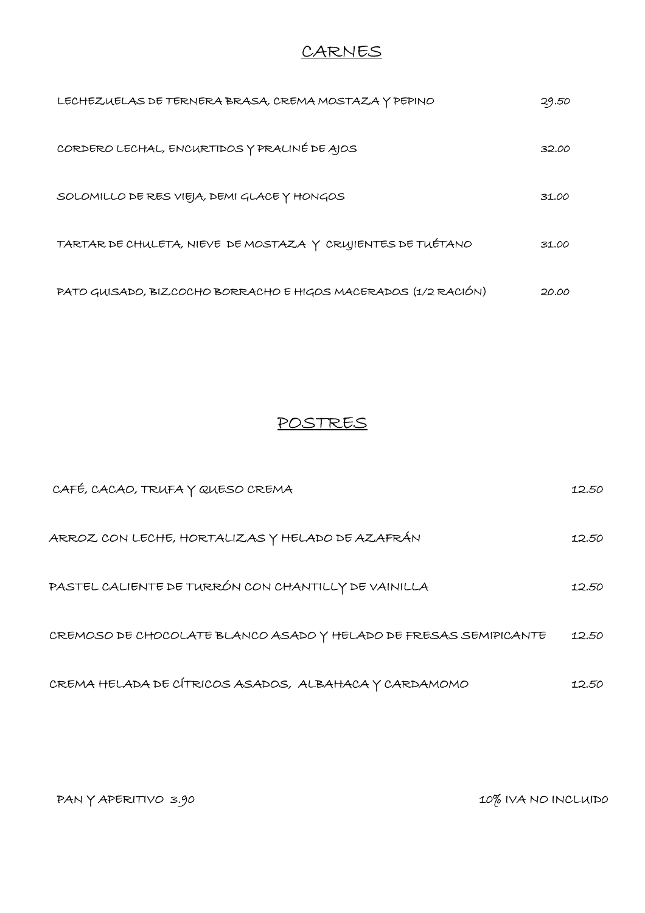## CARNES

| | |
|---|---|
| LECHEZUELAS DE TERNERA BRASA, CREMA MOSTAZA Y PEPINO | 29.50 |
| CORDERO LECHAL, ENCURTIDOS Y PRALINÉ DE AJOS | 32.00 |
| SOLOMILLO DE RES VIEJA, DEMI GLACE Y HONGOS | 31.00 |
| TARTAR DE CHULETA, NIEVE DE MOSTAZA Y CRUJIENTES DE TUÉTANO | 31.00 |
| PATO GUISADO, BIZCOCHO BORRACHO E HIGOS MACERADOS (1/2 RACIÓN) | 20.00 |

## POSTRES

| | |
|---|---|
| CAFÉ, CACAO, TRUFA Y QUESO CREMA | 12.50 |
| ARROZ CON LECHE, HORTALIZAS Y HELADO DE AZAFRÁN | 12.50 |
| PASTEL CALIENTE DE TURRÓN CON CHANTILLY DE VAINILLA | 12.50 |
| CREMOSO DE CHOCOLATE BLANCO ASADO Y HELADO DE FRESAS SEMIPICANTE | 12.50 |
| CREMA HELADA DE CÍTRICOS ASADOS, ALBAHACA Y CARDAMOMO | 12.50 |

PAN Y APERITIVO 3.90

10% IVA NO INCLUIDO